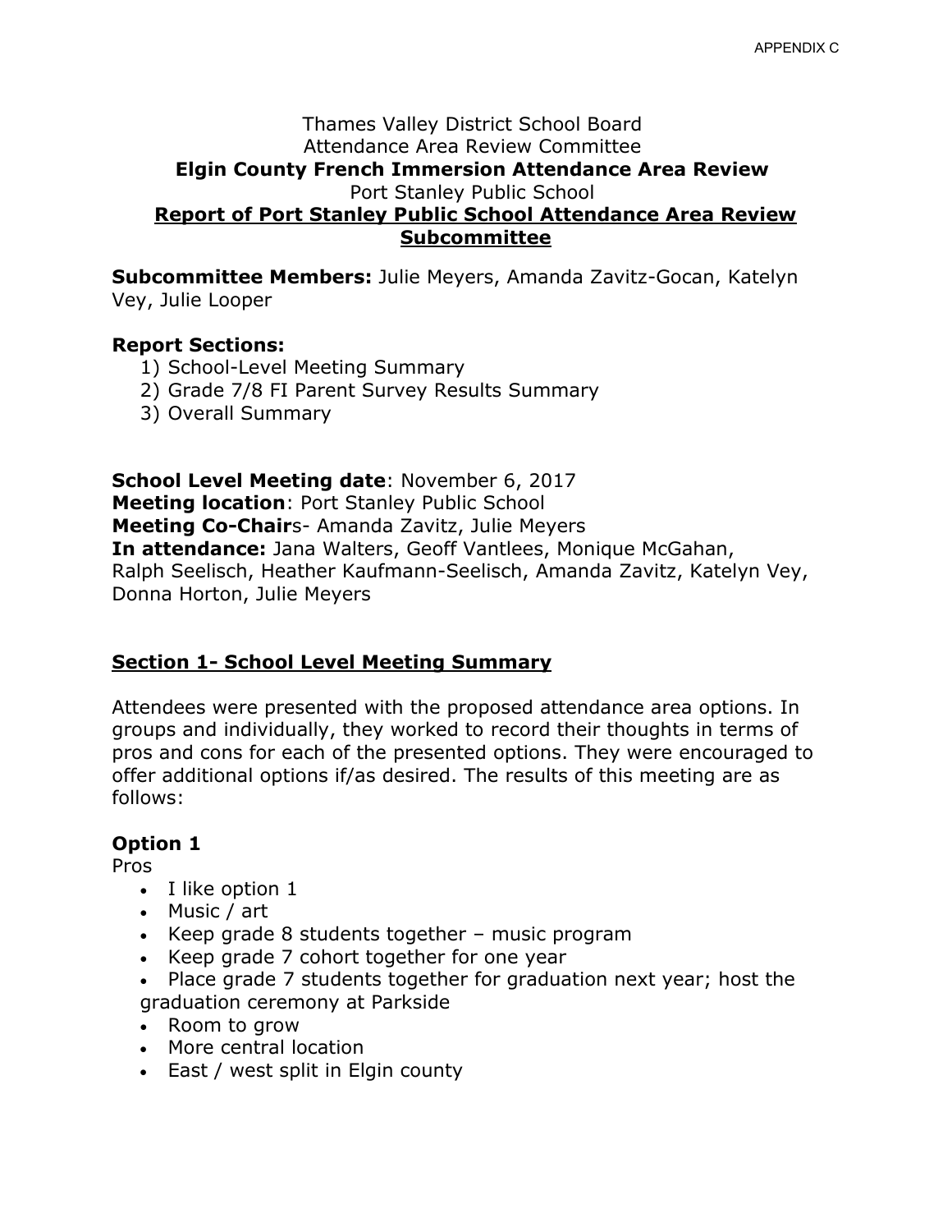APPENDIX C

# Thames Valley District School Board
Attendance Area Review Committee

**Elgin County French Immersion Attendance Area Review**

Port Stanley Public School

**Report of Port Stanley Public School Attendance Area Review Subcommittee**

**Subcommittee Members:** Julie Meyers, Amanda Zavitz-Gocan, Katelyn Vey, Julie Looper

**Report Sections:**

1) School-Level Meeting Summary
2) Grade 7/8 FI Parent Survey Results Summary
3) Overall Summary

**School Level Meeting date**: November 6, 2017
**Meeting location**: Port Stanley Public School
**Meeting Co-Chair**s- Amanda Zavitz, Julie Meyers
**In attendance:** Jana Walters, Geoff Vantlees, Monique McGahan, Ralph Seelisch, Heather Kaufmann-Seelisch, Amanda Zavitz, Katelyn Vey, Donna Horton, Julie Meyers

## Section 1- School Level Meeting Summary

Attendees were presented with the proposed attendance area options. In groups and individually, they worked to record their thoughts in terms of pros and cons for each of the presented options. They were encouraged to offer additional options if/as desired. The results of this meeting are as follows:

### Option 1

Pros

- I like option 1
- Music / art
- Keep grade 8 students together – music program
- Keep grade 7 cohort together for one year
- Place grade 7 students together for graduation next year; host the graduation ceremony at Parkside
- Room to grow
- More central location
- East / west split in Elgin county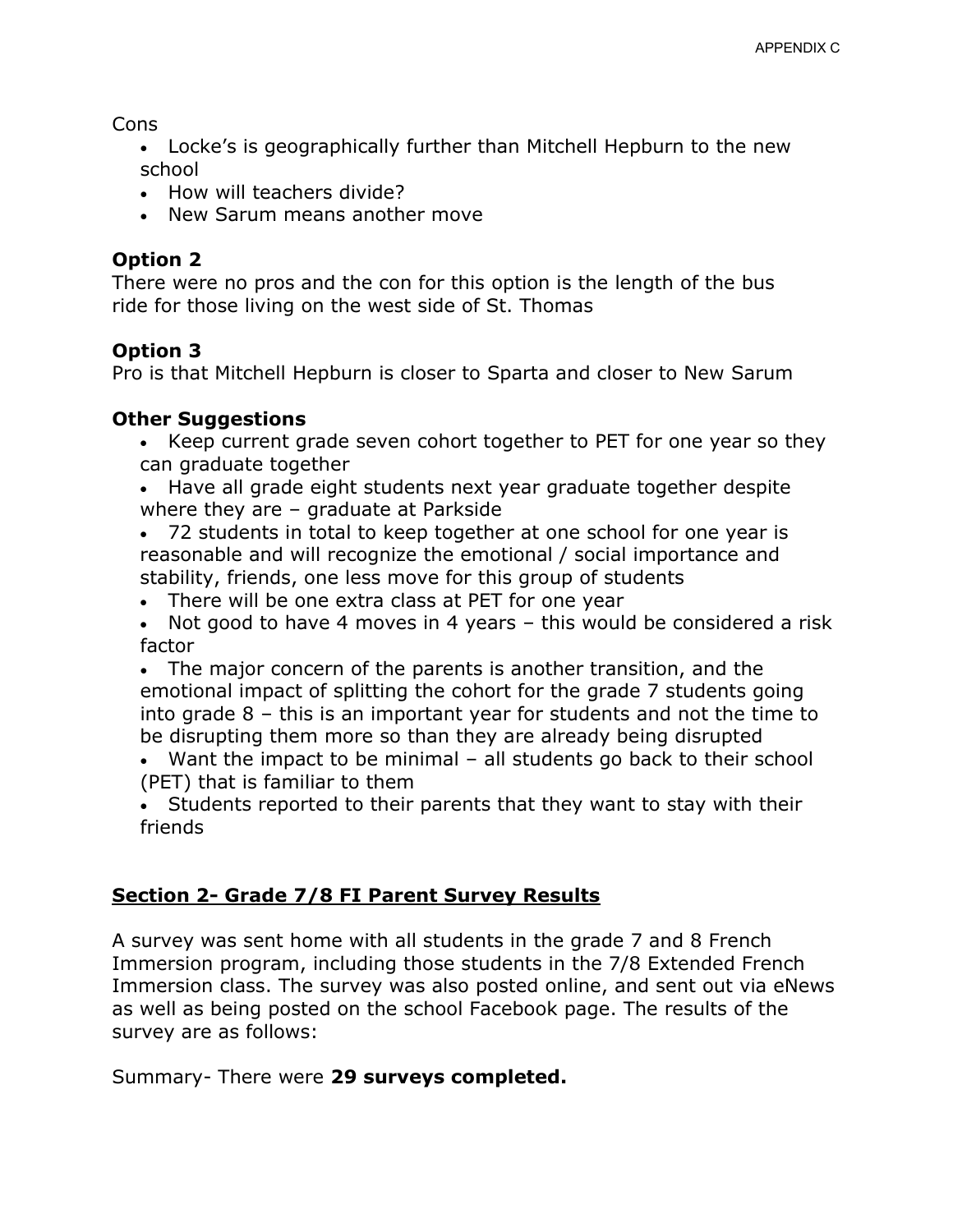Cons

- Locke's is geographically further than Mitchell Hepburn to the new school
- How will teachers divide?
- New Sarum means another move

### Option 2

There were no pros and the con for this option is the length of the bus ride for those living on the west side of St. Thomas

### Option 3

Pro is that Mitchell Hepburn is closer to Sparta and closer to New Sarum

### Other Suggestions

- Keep current grade seven cohort together to PET for one year so they can graduate together
- Have all grade eight students next year graduate together despite where they are – graduate at Parkside
- 72 students in total to keep together at one school for one year is reasonable and will recognize the emotional / social importance and stability, friends, one less move for this group of students
- There will be one extra class at PET for one year
- Not good to have 4 moves in 4 years – this would be considered a risk factor
- The major concern of the parents is another transition, and the emotional impact of splitting the cohort for the grade 7 students going into grade 8 – this is an important year for students and not the time to be disrupting them more so than they are already being disrupted
- Want the impact to be minimal – all students go back to their school (PET) that is familiar to them
- Students reported to their parents that they want to stay with their friends

## Section 2- Grade 7/8 FI Parent Survey Results

A survey was sent home with all students in the grade 7 and 8 French Immersion program, including those students in the 7/8 Extended French Immersion class. The survey was also posted online, and sent out via eNews as well as being posted on the school Facebook page. The results of the survey are as follows:

Summary- There were **29 surveys completed.**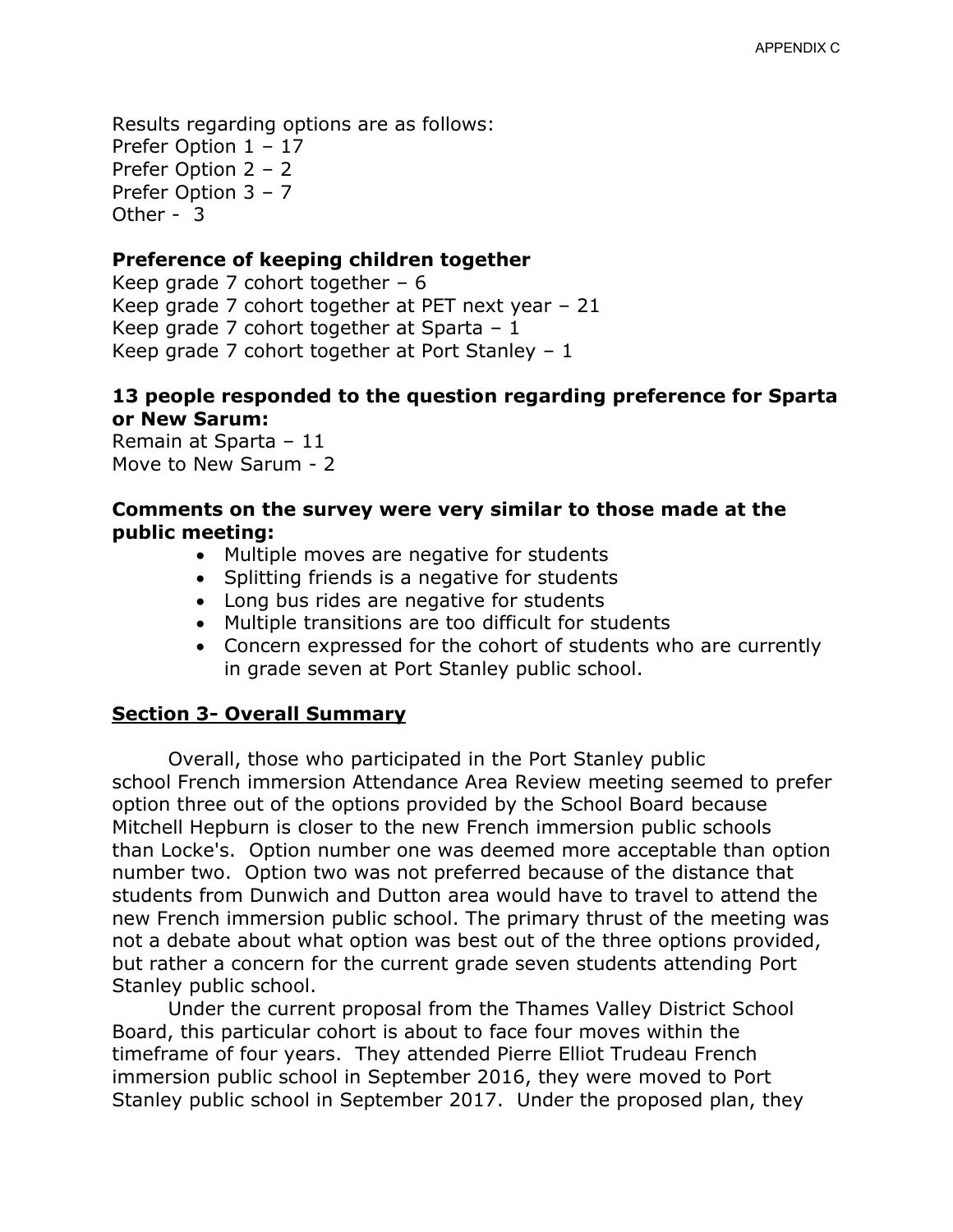Results regarding options are as follows:
Prefer Option 1 – 17
Prefer Option 2 – 2
Prefer Option 3 – 7
Other - 3

**Preference of keeping children together**

Keep grade 7 cohort together – 6
Keep grade 7 cohort together at PET next year – 21
Keep grade 7 cohort together at Sparta – 1
Keep grade 7 cohort together at Port Stanley – 1

**13 people responded to the question regarding preference for Sparta or New Sarum:**

Remain at Sparta – 11
Move to New Sarum - 2

**Comments on the survey were very similar to those made at the public meeting:**

- Multiple moves are negative for students
- Splitting friends is a negative for students
- Long bus rides are negative for students
- Multiple transitions are too difficult for students
- Concern expressed for the cohort of students who are currently in grade seven at Port Stanley public school.

## Section 3- Overall Summary

Overall, those who participated in the Port Stanley public school French immersion Attendance Area Review meeting seemed to prefer option three out of the options provided by the School Board because Mitchell Hepburn is closer to the new French immersion public schools than Locke's. Option number one was deemed more acceptable than option number two. Option two was not preferred because of the distance that students from Dunwich and Dutton area would have to travel to attend the new French immersion public school. The primary thrust of the meeting was not a debate about what option was best out of the three options provided, but rather a concern for the current grade seven students attending Port Stanley public school.

Under the current proposal from the Thames Valley District School Board, this particular cohort is about to face four moves within the timeframe of four years. They attended Pierre Elliot Trudeau French immersion public school in September 2016, they were moved to Port Stanley public school in September 2017. Under the proposed plan, they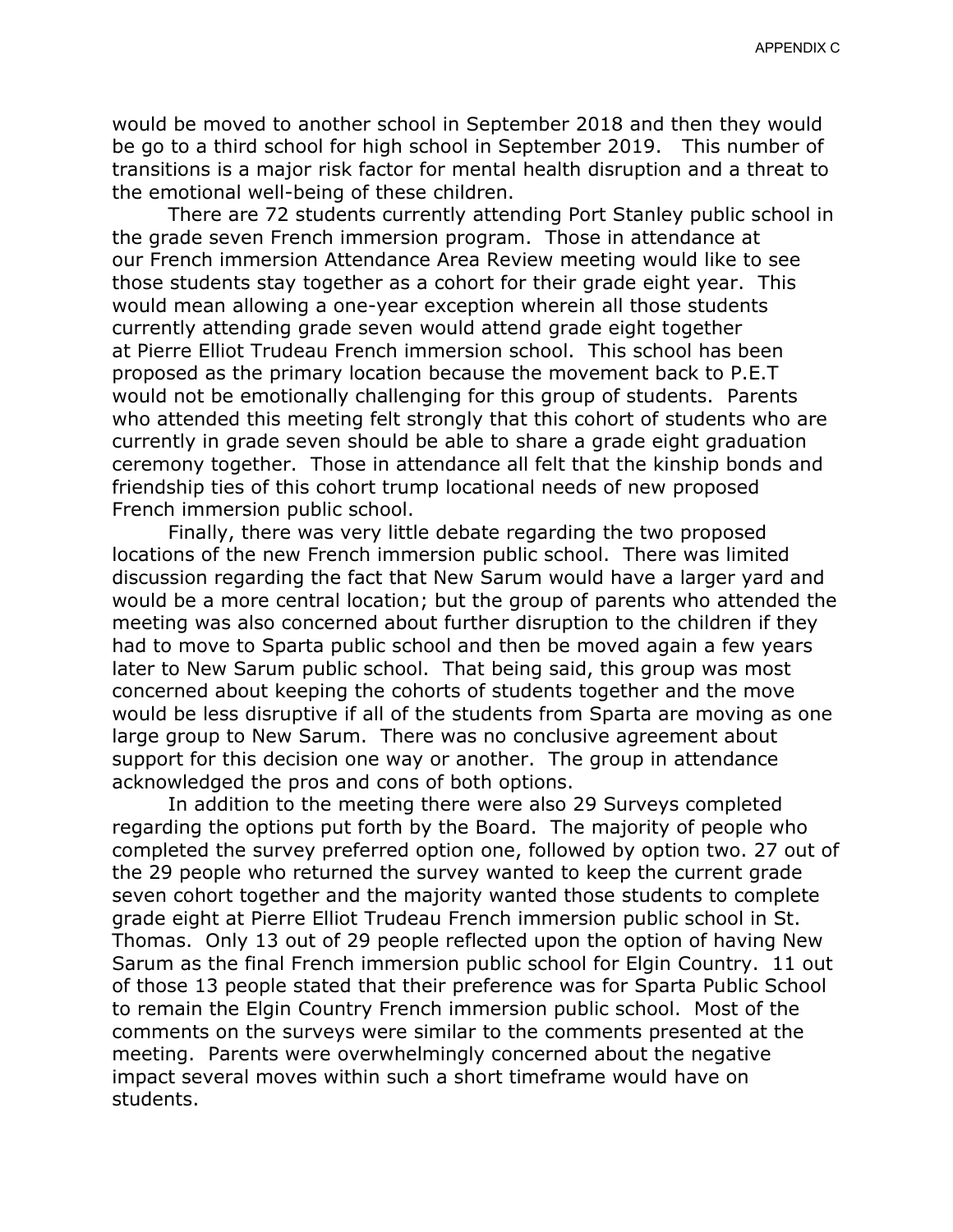would be moved to another school in September 2018 and then they would be go to a third school for high school in September 2019. This number of transitions is a major risk factor for mental health disruption and a threat to the emotional well-being of these children.

There are 72 students currently attending Port Stanley public school in the grade seven French immersion program. Those in attendance at our French immersion Attendance Area Review meeting would like to see those students stay together as a cohort for their grade eight year. This would mean allowing a one-year exception wherein all those students currently attending grade seven would attend grade eight together at Pierre Elliot Trudeau French immersion school. This school has been proposed as the primary location because the movement back to P.E.T would not be emotionally challenging for this group of students. Parents who attended this meeting felt strongly that this cohort of students who are currently in grade seven should be able to share a grade eight graduation ceremony together. Those in attendance all felt that the kinship bonds and friendship ties of this cohort trump locational needs of new proposed French immersion public school.

Finally, there was very little debate regarding the two proposed locations of the new French immersion public school. There was limited discussion regarding the fact that New Sarum would have a larger yard and would be a more central location; but the group of parents who attended the meeting was also concerned about further disruption to the children if they had to move to Sparta public school and then be moved again a few years later to New Sarum public school. That being said, this group was most concerned about keeping the cohorts of students together and the move would be less disruptive if all of the students from Sparta are moving as one large group to New Sarum. There was no conclusive agreement about support for this decision one way or another. The group in attendance acknowledged the pros and cons of both options.

In addition to the meeting there were also 29 Surveys completed regarding the options put forth by the Board. The majority of people who completed the survey preferred option one, followed by option two. 27 out of the 29 people who returned the survey wanted to keep the current grade seven cohort together and the majority wanted those students to complete grade eight at Pierre Elliot Trudeau French immersion public school in St. Thomas. Only 13 out of 29 people reflected upon the option of having New Sarum as the final French immersion public school for Elgin Country. 11 out of those 13 people stated that their preference was for Sparta Public School to remain the Elgin Country French immersion public school. Most of the comments on the surveys were similar to the comments presented at the meeting. Parents were overwhelmingly concerned about the negative impact several moves within such a short timeframe would have on students.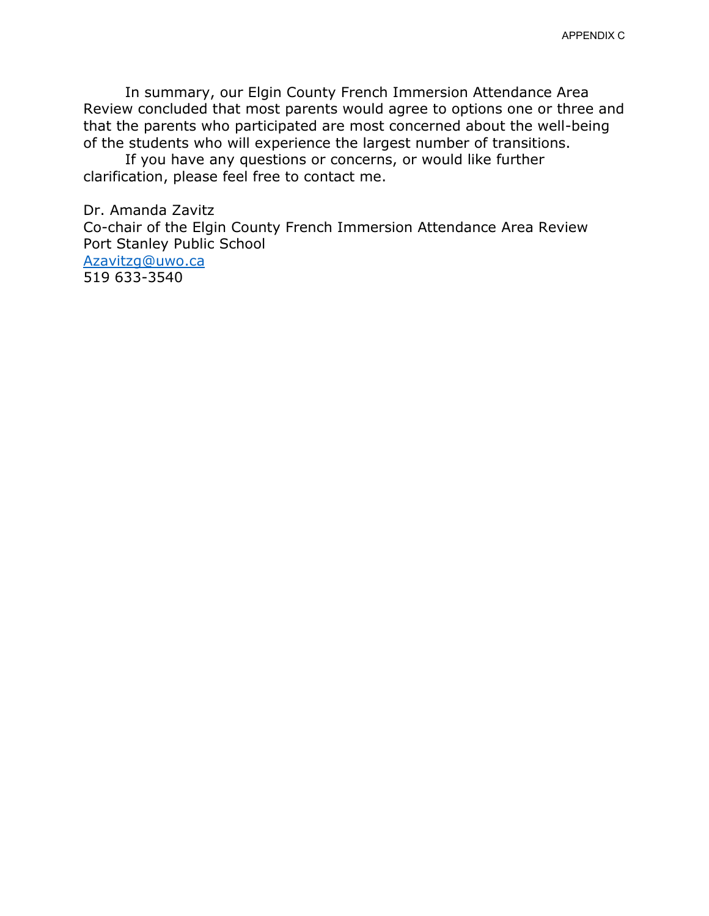In summary, our Elgin County French Immersion Attendance Area Review concluded that most parents would agree to options one or three and that the parents who participated are most concerned about the well-being of the students who will experience the largest number of transitions.

If you have any questions or concerns, or would like further clarification, please feel free to contact me.

Dr. Amanda Zavitz
Co-chair of the Elgin County French Immersion Attendance Area Review
Port Stanley Public School
Azavitzg@uwo.ca
519 633-3540